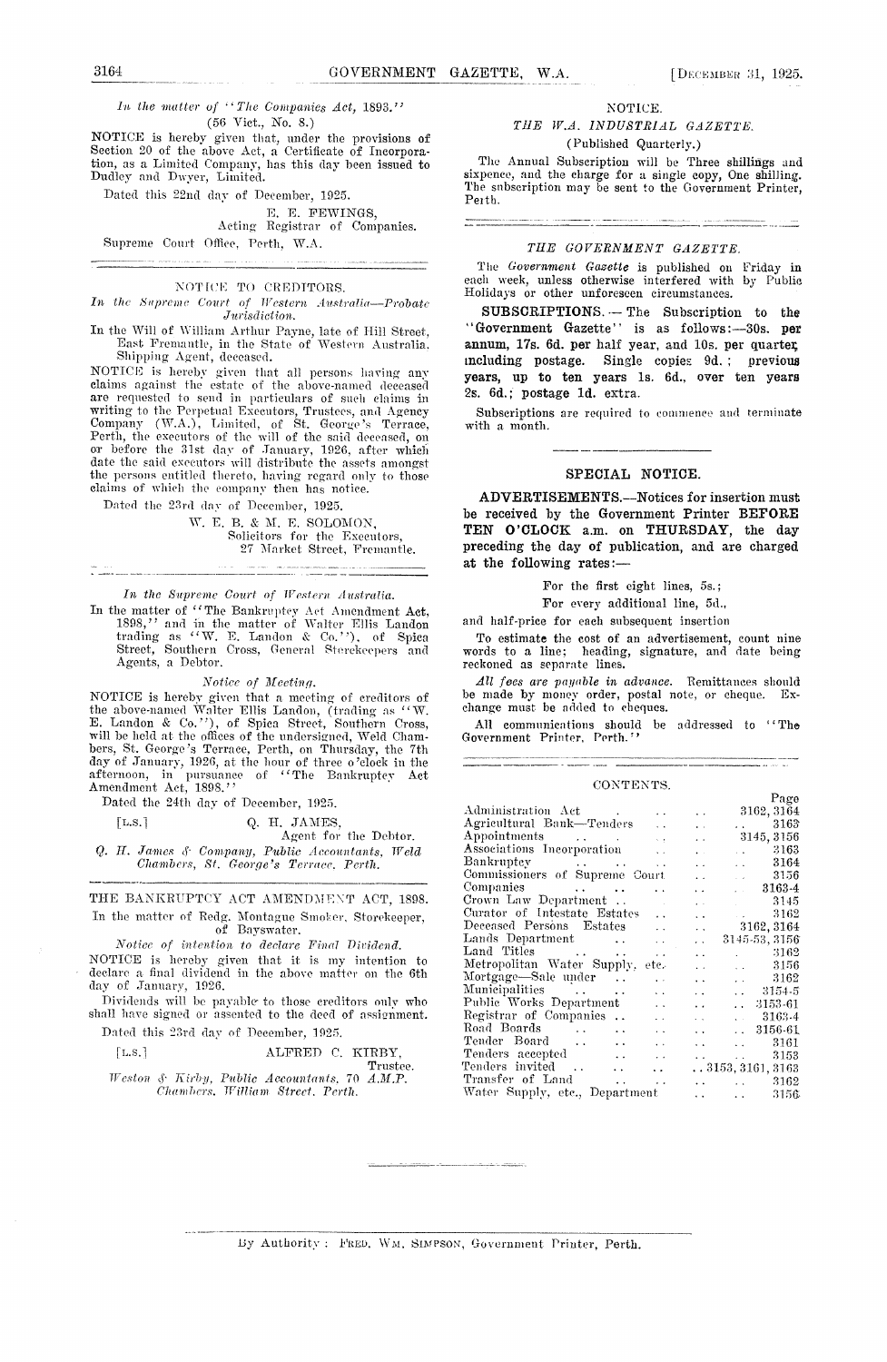*In the matter of "The Companies Act, 1893."*
(56 Vict., No. 8.)

NOTICE is hereby given that, under the provisions of Section 20 of the above Act, a Certificate of Incorporation, as a Limited Company, has this day been issued to Dudley and Dwyer, Limited.

Dated this 22nd day of December, 1925.

E. E. FEWINGS,
Acting Registrar of Companies.

Supreme Court Office, Perth, W.A.

---

NOTICE TO CREDITORS.

*In the Supreme Court of Western Australia—Probate Jurisdiction.*

In the Will of William Arthur Payne, late of Hill Street, East Fremantle, in the State of Western Australia, Shipping Agent, deceased.

NOTICE is hereby given that all persons having any claims against the estate of the above-named deceased are requested to send in particulars of such claims in writing to the Perpetual Executors, Trustees, and Agency Company (W.A.), Limited, of St. George's Terrace, Perth, the executors of the will of the said deceased, on or before the 31st day of January, 1926, after which date the said executors will distribute the assets amongst the persons entitled thereto, having regard only to those claims of which the company then has notice.

Dated the 23rd day of December, 1925.

W. E. B. & M. E. SOLOMON,
Solicitors for the Executors,
27 Market Street, Fremantle.

---

*In the Supreme Court of Western Australia.*

In the matter of "The Bankruptcy Act Amendment Act, 1898," and in the matter of Walter Ellis Landon trading as "W. E. Landon & Co."), of Spica Street, Southern Cross, General Storekeepers and Agents, a Debtor.

*Notice of Meeting.*

NOTICE is hereby given that a meeting of creditors of the above-named Walter Ellis Landon, (trading as "W. E. Landon & Co."), of Spica Street, Southern Cross, will be held at the offices of the undersigned, Weld Chambers, St. George's Terrace, Perth, on Thursday, the 7th day of January, 1926, at the hour of three o'clock in the afternoon, in pursuance of "The Bankruptcy Act Amendment Act, 1898."

Dated the 24th day of December, 1925.

[L.S.] Q. H. JAMES,
Agent for the Debtor.

*Q. H. James & Company, Public Accountants, Weld Chambers, St. George's Terrace, Perth.*

---

THE BANKRUPTCY ACT AMENDMENT ACT, 1898.

In the matter of Redg. Montague Smoker, Storekeeper, of Bayswater.

*Notice of intention to declare Final Dividend.*

NOTICE is hereby given that it is my intention to declare a final dividend in the above matter on the 6th day of January, 1926.

Dividends will be payable to those creditors only who shall have signed or assented to the deed of assignment.

Dated this 23rd day of December, 1925.

[L.S.] ALFRED C. KIRBY,
Trustee.

*Weston & Kirby, Public Accountants, 70 A.M.P. Chambers, William Street, Perth.*

---

NOTICE.

*THE W.A. INDUSTRIAL GAZETTE.*
(Published Quarterly.)

The Annual Subscription will be Three shillings and sixpence, and the charge for a single copy, One shilling. The subscription may be sent to the Government Printer, Perth.

---

*THE GOVERNMENT GAZETTE.*

The *Government Gazette* is published on Friday in each week, unless otherwise interfered with by Public Holidays or other unforeseen circumstances.

**SUBSCRIPTIONS.**—The Subscription to the "Government Gazette" is as follows:—30s. per annum, 17s. 6d. per half year, and 10s. per quarter, including postage. Single copies 9d.; previous years, up to ten years 1s. 6d., over ten years 2s. 6d.; postage 1d. extra.

Subscriptions are required to commence and terminate with a month.

---

SPECIAL NOTICE.

**ADVERTISEMENTS.—Notices for insertion must be received by the Government Printer BEFORE TEN O'CLOCK a.m. on THURSDAY, the day preceding the day of publication, and are charged at the following rates:—**

For the first eight lines, 5s.;
For every additional line, 5d.,

and half-price for each subsequent insertion

To estimate the cost of an advertisement, count nine words to a line; heading, signature, and date being reckoned as separate lines.

*All fees are payable in advance.* Remittances should be made by money order, postal note, or cheque. Exchange must be added to cheques.

All communications should be addressed to "The Government Printer, Perth."

---

CONTENTS.

| | Page |
|---|---|
| Administration Act | 3162, 3164 |
| Agricultural Bank—Tenders | 3163 |
| Appointments | 3145, 3156 |
| Associations Incorporation | 3163 |
| Bankruptcy | 3164 |
| Commissioners of Supreme Court | 3156 |
| Companies | 3163-4 |
| Crown Law Department | 3145 |
| Curator of Intestate Estates | 3162 |
| Deceased Persons Estates | 3162, 3164 |
| Lands Department | 3145-53, 3156 |
| Land Titles | 3162 |
| Metropolitan Water Supply, etc. | 3156 |
| Mortgage—Sale under | 3162 |
| Municipalities | 3154-5 |
| Public Works Department | 3153-61 |
| Registrar of Companies | 3163-4 |
| Road Boards | 3156-61 |
| Tender Board | 3161 |
| Tenders accepted | 3153 |
| Tenders invited | 3153, 3161, 3163 |
| Transfer of Land | 3162 |
| Water Supply, etc., Department | 3156 |

---

By Authority: FRED. WM. SIMPSON, Government Printer, Perth.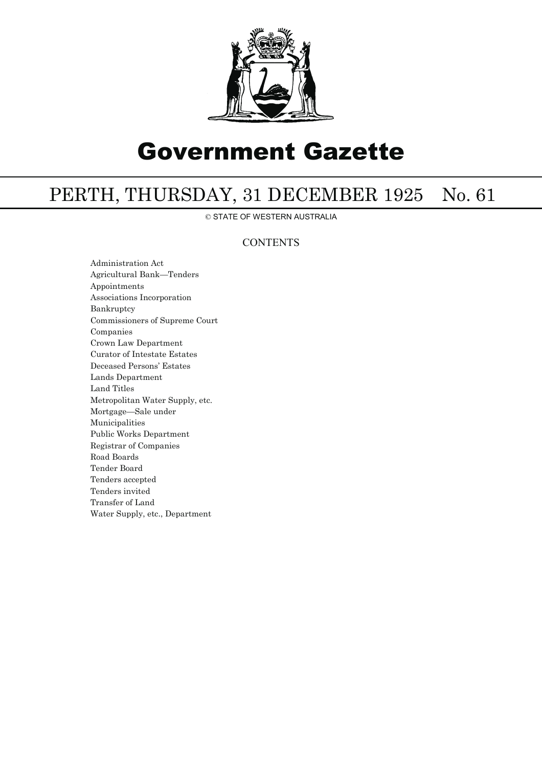# Government Gazette

## PERTH, THURSDAY, 31 DECEMBER 1925 No. 61

© STATE OF WESTERN AUSTRALIA

### CONTENTS

Administration Act
Agricultural Bank—Tenders
Appointments
Associations Incorporation
Bankruptcy
Commissioners of Supreme Court
Companies
Crown Law Department
Curator of Intestate Estates
Deceased Persons' Estates
Lands Department
Land Titles
Metropolitan Water Supply, etc.
Mortgage—Sale under
Municipalities
Public Works Department
Registrar of Companies
Road Boards
Tender Board
Tenders accepted
Tenders invited
Transfer of Land
Water Supply, etc., Department